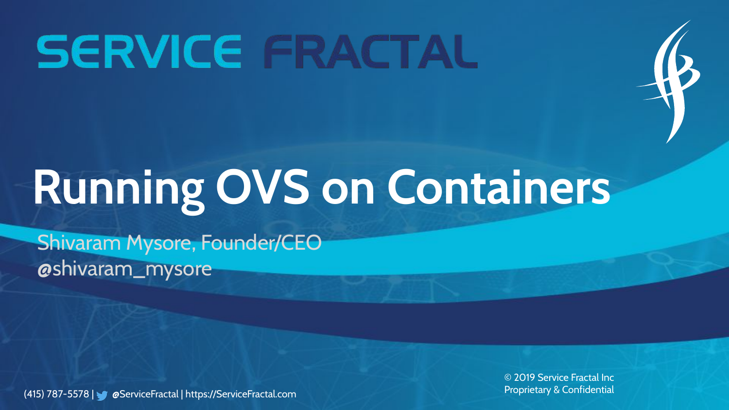SERVICE FRACTAL

# Running OVS on Containers

Shivaram Mysore, Founder/CEO
@shivaram_mysore

(415) 787-5578 | @ServiceFractal | https://ServiceFractal.com

© 2019 Service Fractal Inc
Proprietary & Confidential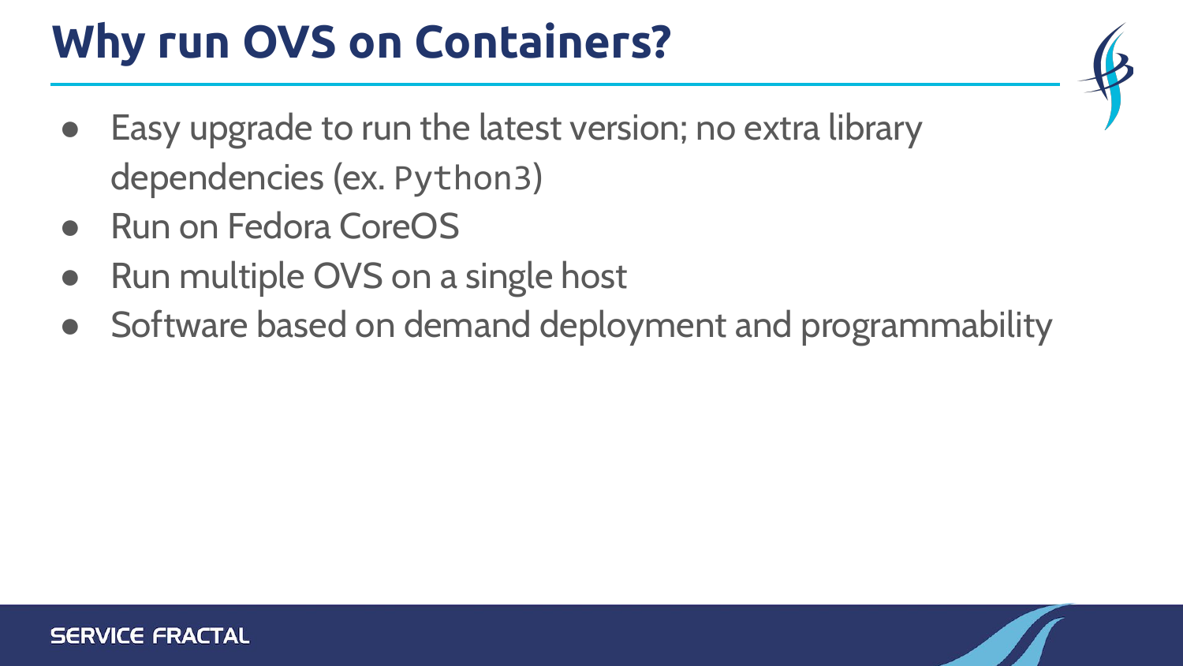# Why run OVS on Containers?

- Easy upgrade to run the latest version; no extra library dependencies (ex. `Python3`)
- Run on Fedora CoreOS
- Run multiple OVS on a single host
- Software based on demand deployment and programmability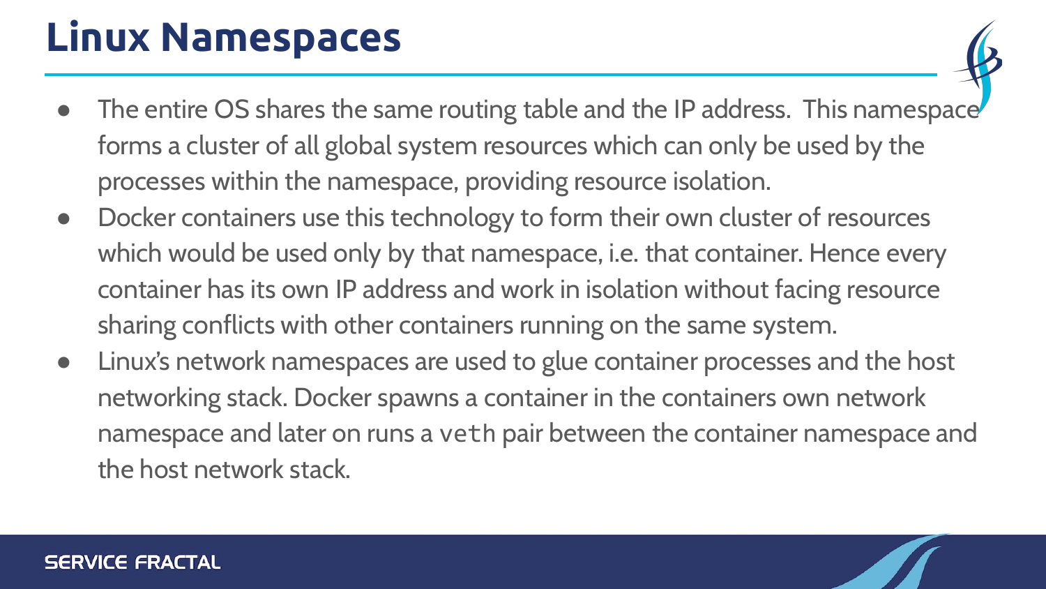# Linux Namespaces

- The entire OS shares the same routing table and the IP address. This namespace forms a cluster of all global system resources which can only be used by the processes within the namespace, providing resource isolation.
- Docker containers use this technology to form their own cluster of resources which would be used only by that namespace, i.e. that container. Hence every container has its own IP address and work in isolation without facing resource sharing conflicts with other containers running on the same system.
- Linux's network namespaces are used to glue container processes and the host networking stack. Docker spawns a container in the containers own network namespace and later on runs a `veth` pair between the container namespace and the host network stack.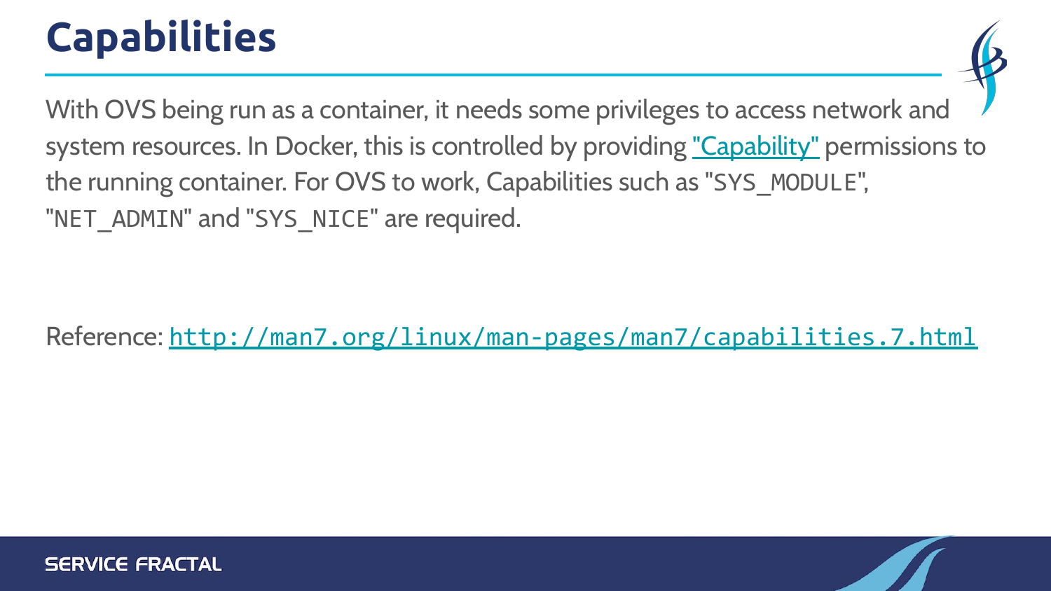# Capabilities

With OVS being run as a container, it needs some privileges to access network and system resources. In Docker, this is controlled by providing "Capability" permissions to the running container. For OVS to work, Capabilities such as "`SYS_MODULE`", "`NET_ADMIN`" and "`SYS_NICE`" are required.

Reference: `http://man7.org/linux/man-pages/man7/capabilities.7.html`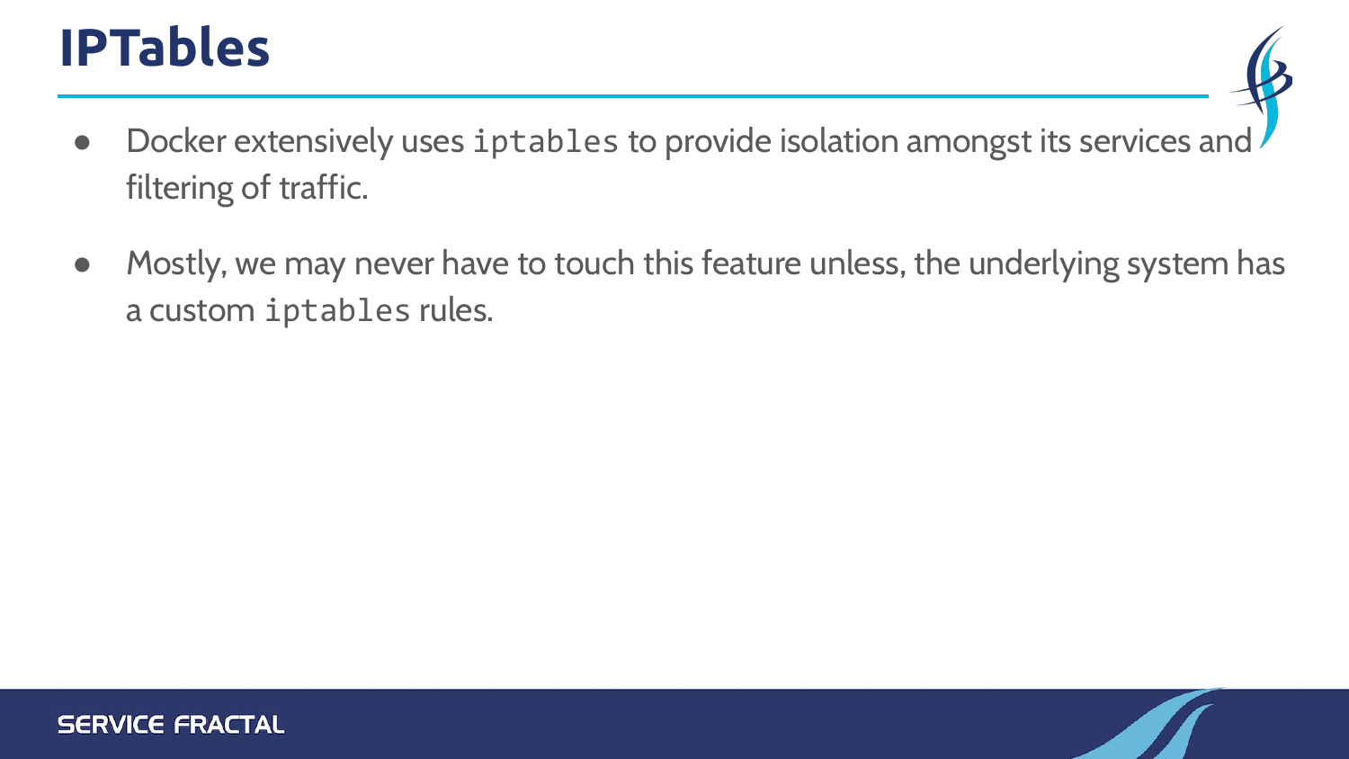# IPTables

- Docker extensively uses `iptables` to provide isolation amongst its services and filtering of traffic.
- Mostly, we may never have to touch this feature unless, the underlying system has a custom `iptables` rules.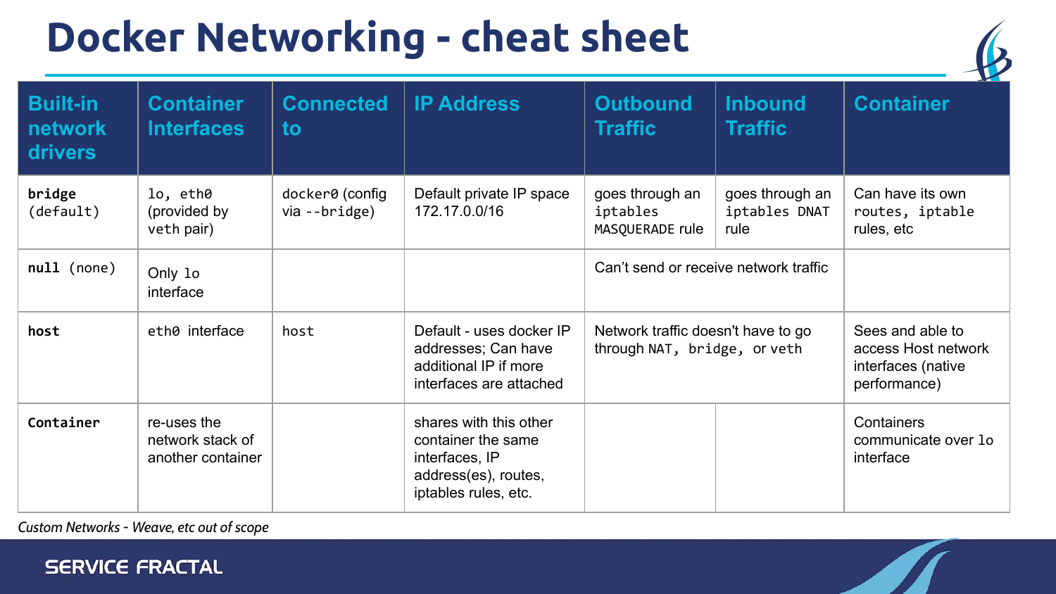# Docker Networking - cheat sheet

| Built-in network drivers | Container Interfaces | Connected to | IP Address | Outbound Traffic | Inbound Traffic | Container |
|---|---|---|---|---|---|---|
| **bridge** (default) | lo, eth0 (provided by veth pair) | docker0 (config via --bridge) | Default private IP space 172.17.0.0/16 | goes through an iptables MASQUERADE rule | goes through an iptables DNAT rule | Can have its own routes, iptable rules, etc |
| **null** (none) | Only lo interface | | | Can't send or receive network traffic | | |
| **host** | eth0 interface | host | Default - uses docker IP addresses; Can have additional IP if more interfaces are attached | Network traffic doesn't have to go through NAT, bridge, or veth | | Sees and able to access Host network interfaces (native performance) |
| **Container** | re-uses the network stack of another container | | shares with this other container the same interfaces, IP address(es), routes, iptables rules, etc. | | | Containers communicate over lo interface |

*Custom Networks - Weave, etc out of scope*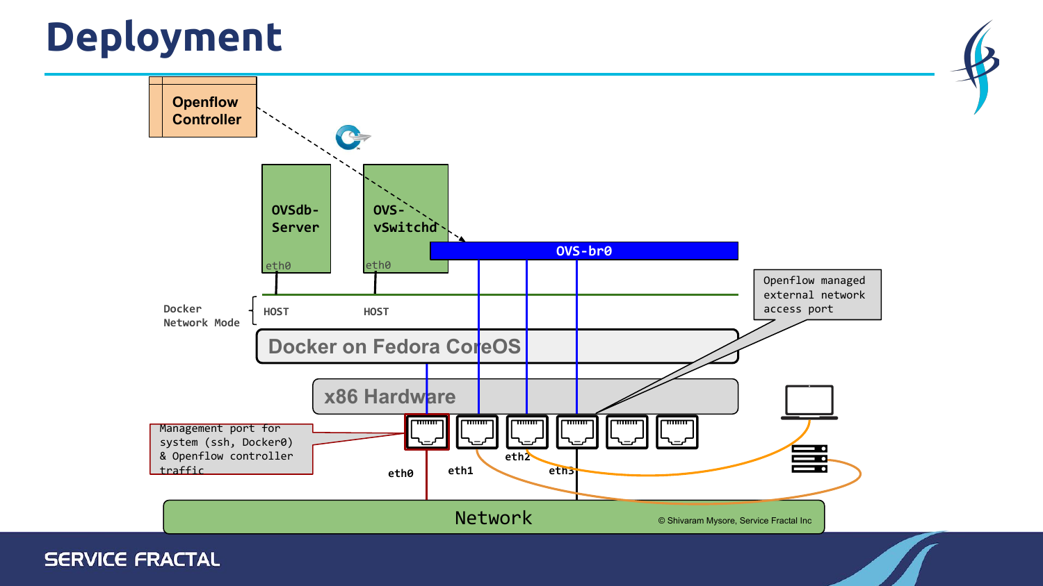# Deployment

Openflow Controller

OVSdb-Server

eth0

OVS-vSwitchd

eth0

OVS-br0

Docker Network Mode

HOST

HOST

Openflow managed external network access port

Docker on Fedora CoreOS

x86 Hardware

Management port for system (ssh, Docker0) & Openflow controller traffic

eth0

eth1

eth2

eth3

Network

© Shivaram Mysore, Service Fractal Inc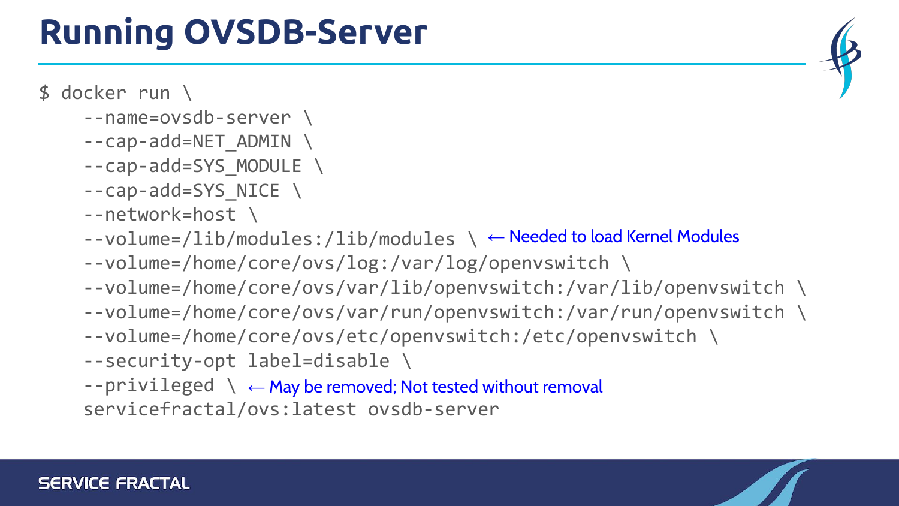# Running OVSDB-Server

```
$ docker run \
    --name=ovsdb-server \
    --cap-add=NET_ADMIN \
    --cap-add=SYS_MODULE \
    --cap-add=SYS_NICE \
    --network=host \
    --volume=/lib/modules:/lib/modules \ ← Needed to load Kernel Modules
    --volume=/home/core/ovs/log:/var/log/openvswitch \
    --volume=/home/core/ovs/var/lib/openvswitch:/var/lib/openvswitch \
    --volume=/home/core/ovs/var/run/openvswitch:/var/run/openvswitch \
    --volume=/home/core/ovs/etc/openvswitch:/etc/openvswitch \
    --security-opt label=disable \
    --privileged \ ← May be removed; Not tested without removal
    servicefractal/ovs:latest ovsdb-server
```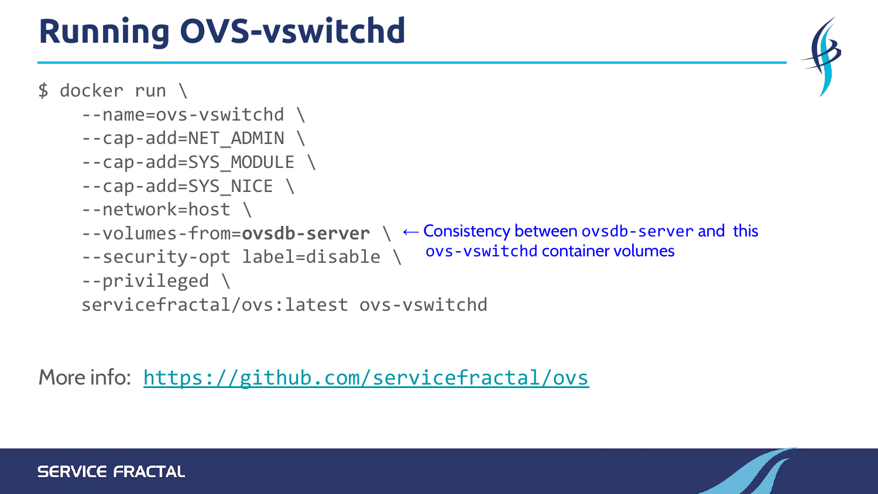# Running OVS-vswitchd

```
$ docker run \
    --name=ovs-vswitchd \
    --cap-add=NET_ADMIN \
    --cap-add=SYS_MODULE \
    --cap-add=SYS_NICE \
    --network=host \
    --volumes-from=ovsdb-server \
    --security-opt label=disable \
    --privileged \
    servicefractal/ovs:latest ovs-vswitchd
```

← Consistency between `ovsdb-server` and this `ovs-vswitchd` container volumes

More info: https://github.com/servicefractal/ovs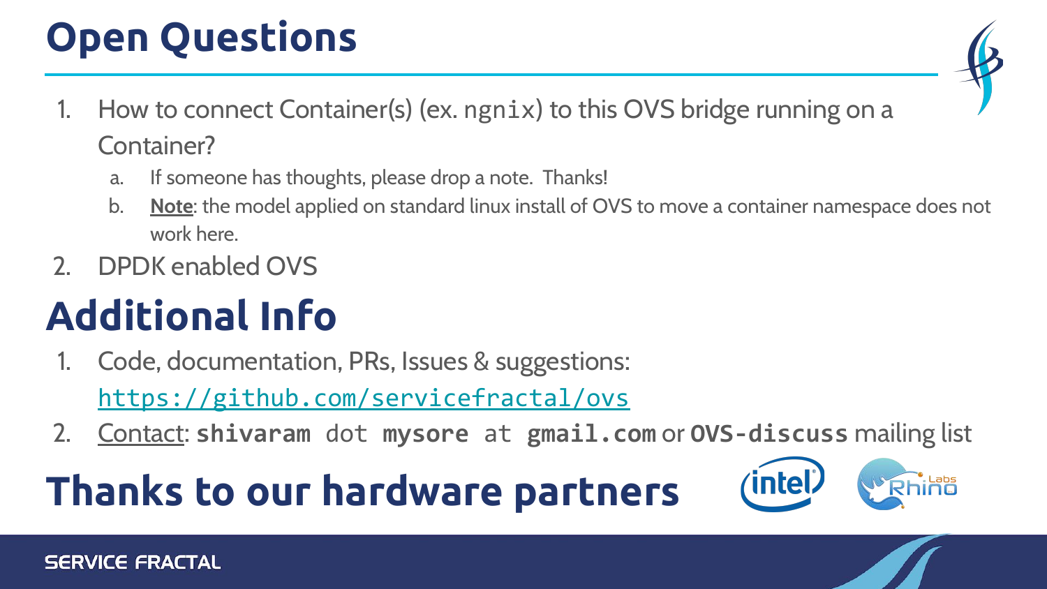# Open Questions

1. How to connect Container(s) (ex. `ngnix`) to this OVS bridge running on a Container?
   a. If someone has thoughts, please drop a note. Thanks!
   b. **Note**: the model applied on standard linux install of OVS to move a container namespace does not work here.
2. DPDK enabled OVS

# Additional Info

1. Code, documentation, PRs, Issues & suggestions: https://github.com/servicefractal/ovs
2. Contact: **`shivaram`** `dot` **`mysore`** `at` **`gmail.com`** or **`OVS-discuss`** mailing list

# Thanks to our hardware partners

intel

Rhino Labs

SERVICE FRACTAL